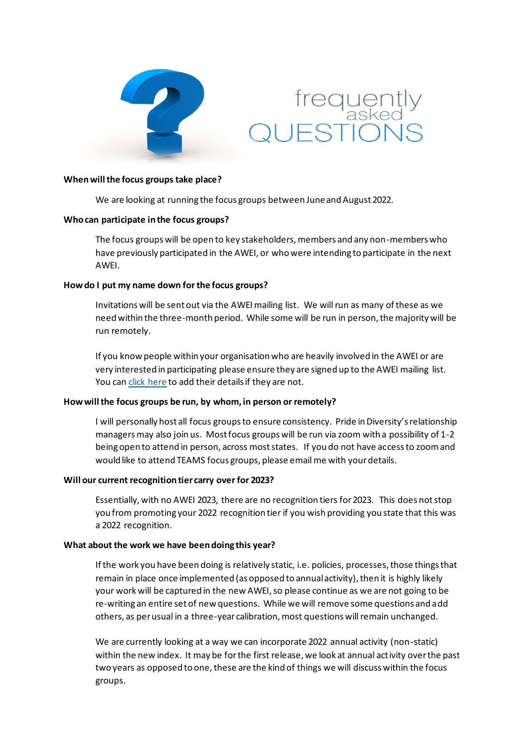# frequently asked QUESTIONS

**When will the focus groups take place?**

We are looking at running the focus groups between June and August 2022.

**Who can participate in the focus groups?**

The focus groups will be open to key stakeholders, members and any non-members who have previously participated in the AWEI, or who were intending to participate in the next AWEI.

**How do I put my name down for the focus groups?**

Invitations will be sent out via the AWEI mailing list. We will run as many of these as we need within the three-month period. While some will be run in person, the majority will be run remotely.

If you know people within your organisation who are heavily involved in the AWEI or are very interested in participating please ensure they are signed up to the AWEI mailing list. You can click here to add their details if they are not.

**How will the focus groups be run, by whom, in person or remotely?**

I will personally host all focus groups to ensure consistency. Pride in Diversity's relationship managers may also join us. Most focus groups will be run via zoom with a possibility of 1-2 being open to attend in person, across most states. If you do not have access to zoom and would like to attend TEAMS focus groups, please email me with your details.

**Will our current recognition tier carry over for 2023?**

Essentially, with no AWEI 2023, there are no recognition tiers for 2023. This does not stop you from promoting your 2022 recognition tier if you wish providing you state that this was a 2022 recognition.

**What about the work we have been doing this year?**

If the work you have been doing is relatively static, i.e. policies, processes, those things that remain in place once implemented (as opposed to annual activity), then it is highly likely your work will be captured in the new AWEI, so please continue as we are not going to be re-writing an entire set of new questions. While we will remove some questions and add others, as per usual in a three-year calibration, most questions will remain unchanged.

We are currently looking at a way we can incorporate 2022 annual activity (non-static) within the new index. It may be for the first release, we look at annual activity over the past two years as opposed to one, these are the kind of things we will discuss within the focus groups.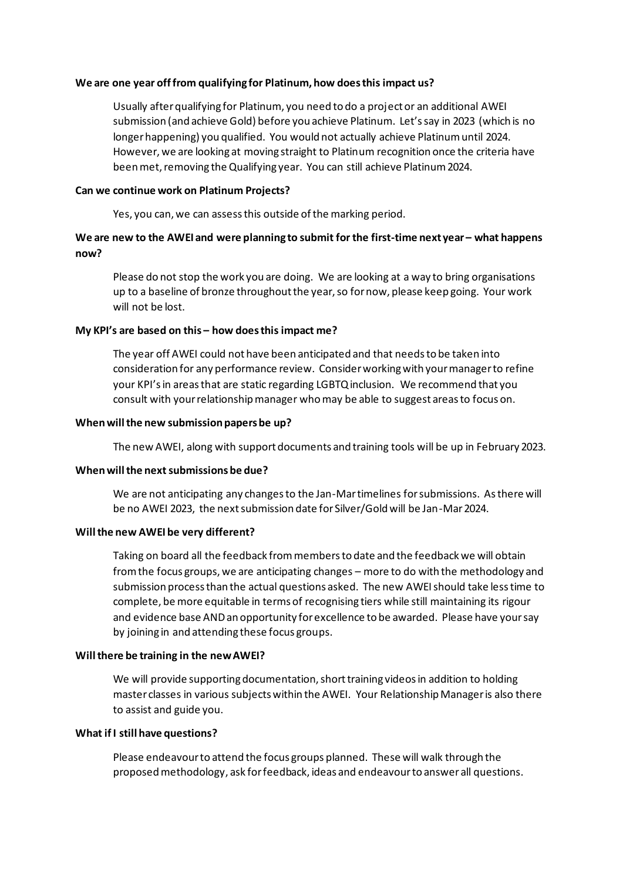**We are one year off from qualifying for Platinum, how does this impact us?**

Usually after qualifying for Platinum, you need to do a project or an additional AWEI submission (and achieve Gold) before you achieve Platinum. Let's say in 2023 (which is no longer happening) you qualified. You would not actually achieve Platinum until 2024. However, we are looking at moving straight to Platinum recognition once the criteria have been met, removing the Qualifying year. You can still achieve Platinum 2024.

**Can we continue work on Platinum Projects?**

Yes, you can, we can assess this outside of the marking period.

**We are new to the AWEI and were planning to submit for the first-time next year – what happens now?**

Please do not stop the work you are doing. We are looking at a way to bring organisations up to a baseline of bronze throughout the year, so for now, please keep going. Your work will not be lost.

**My KPI's are based on this – how does this impact me?**

The year off AWEI could not have been anticipated and that needs to be taken into consideration for any performance review. Consider working with your manager to refine your KPI's in areas that are static regarding LGBTQ inclusion. We recommend that you consult with your relationship manager who may be able to suggest areas to focus on.

**When will the new submission papers be up?**

The new AWEI, along with support documents and training tools will be up in February 2023.

**When will the next submissions be due?**

We are not anticipating any changes to the Jan-Mar timelines for submissions. As there will be no AWEI 2023, the next submission date for Silver/Gold will be Jan-Mar 2024.

**Will the new AWEI be very different?**

Taking on board all the feedback from members to date and the feedback we will obtain from the focus groups, we are anticipating changes – more to do with the methodology and submission process than the actual questions asked. The new AWEI should take less time to complete, be more equitable in terms of recognising tiers while still maintaining its rigour and evidence base AND an opportunity for excellence to be awarded. Please have your say by joining in and attending these focus groups.

**Will there be training in the new AWEI?**

We will provide supporting documentation, short training videos in addition to holding master classes in various subjects within the AWEI. Your Relationship Manager is also there to assist and guide you.

**What if I still have questions?**

Please endeavour to attend the focus groups planned. These will walk through the proposed methodology, ask for feedback, ideas and endeavour to answer all questions.